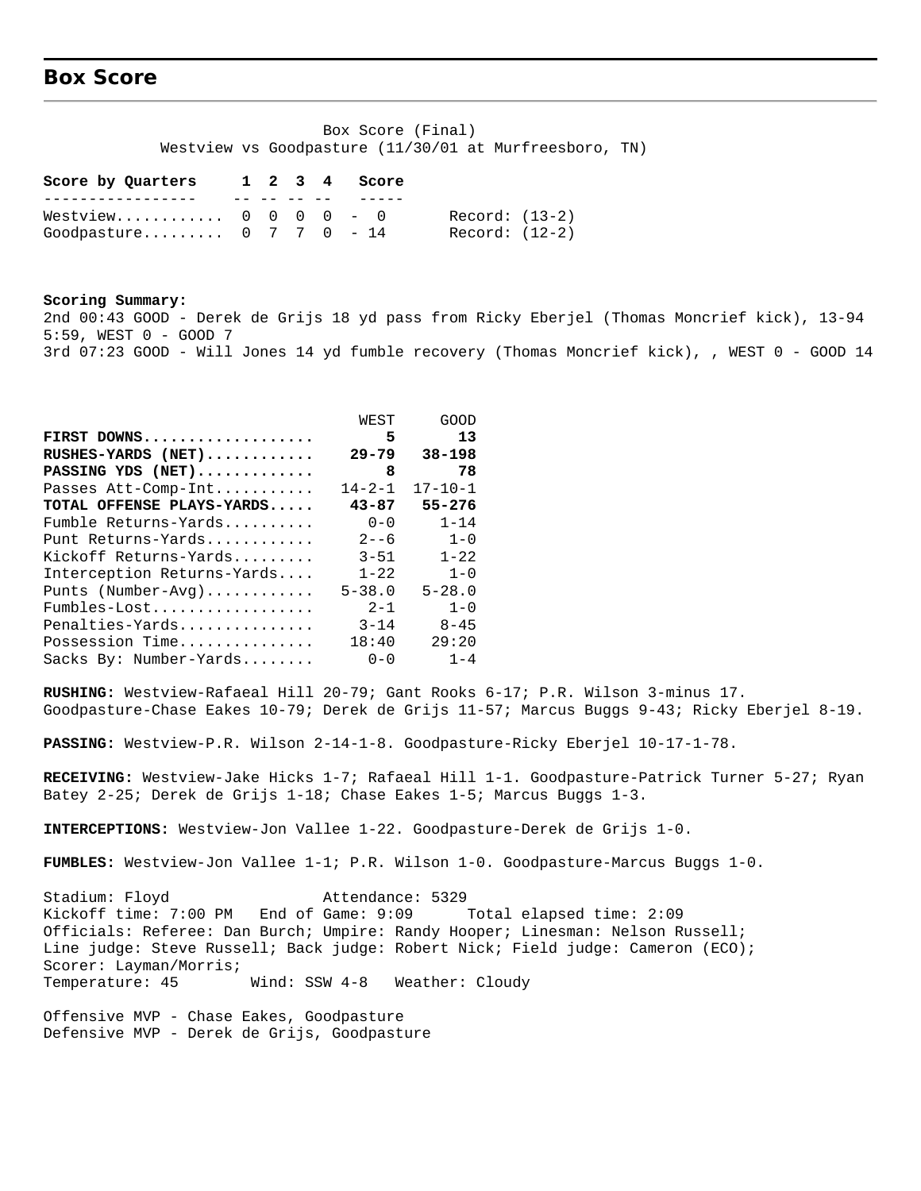## Box Score

Box Score (Final)
Westview vs Goodpasture (11/30/01 at Murfreesboro, TN)

| Score by Quarters | 1 | 2 | 3 | 4 | Score | |
|---|---|---|---|---|---|---|
| Westview | 0 | 0 | 0 | 0 | 0 | Record: (13-2) |
| Goodpasture | 0 | 7 | 7 | 0 | 14 | Record: (12-2) |

**Scoring Summary:**
2nd 00:43 GOOD - Derek de Grijs 18 yd pass from Ricky Eberjel (Thomas Moncrief kick), 13-94 5:59, WEST 0 - GOOD 7
3rd 07:23 GOOD - Will Jones 14 yd fumble recovery (Thomas Moncrief kick), , WEST 0 - GOOD 14

| | WEST | GOOD |
|---|---|---|
| **FIRST DOWNS** | **5** | **13** |
| **RUSHES-YARDS (NET)** | **29-79** | **38-198** |
| **PASSING YDS (NET)** | **8** | **78** |
| Passes Att-Comp-Int | 14-2-1 | 17-10-1 |
| **TOTAL OFFENSE PLAYS-YARDS** | **43-87** | **55-276** |
| Fumble Returns-Yards | 0-0 | 1-14 |
| Punt Returns-Yards | 2--6 | 1-0 |
| Kickoff Returns-Yards | 3-51 | 1-22 |
| Interception Returns-Yards | 1-22 | 1-0 |
| Punts (Number-Avg) | 5-38.0 | 5-28.0 |
| Fumbles-Lost | 2-1 | 1-0 |
| Penalties-Yards | 3-14 | 8-45 |
| Possession Time | 18:40 | 29:20 |
| Sacks By: Number-Yards | 0-0 | 1-4 |

**RUSHING:** Westview-Rafaeal Hill 20-79; Gant Rooks 6-17; P.R. Wilson 3-minus 17. Goodpasture-Chase Eakes 10-79; Derek de Grijs 11-57; Marcus Buggs 9-43; Ricky Eberjel 8-19.

**PASSING:** Westview-P.R. Wilson 2-14-1-8. Goodpasture-Ricky Eberjel 10-17-1-78.

**RECEIVING:** Westview-Jake Hicks 1-7; Rafaeal Hill 1-1. Goodpasture-Patrick Turner 5-27; Ryan Batey 2-25; Derek de Grijs 1-18; Chase Eakes 1-5; Marcus Buggs 1-3.

**INTERCEPTIONS:** Westview-Jon Vallee 1-22. Goodpasture-Derek de Grijs 1-0.

**FUMBLES:** Westview-Jon Vallee 1-1; P.R. Wilson 1-0. Goodpasture-Marcus Buggs 1-0.

Stadium: Floyd Attendance: 5329
Kickoff time: 7:00 PM End of Game: 9:09 Total elapsed time: 2:09
Officials: Referee: Dan Burch; Umpire: Randy Hooper; Linesman: Nelson Russell; Line judge: Steve Russell; Back judge: Robert Nick; Field judge: Cameron (ECO);
Scorer: Layman/Morris;
Temperature: 45 Wind: SSW 4-8 Weather: Cloudy

Offensive MVP - Chase Eakes, Goodpasture
Defensive MVP - Derek de Grijs, Goodpasture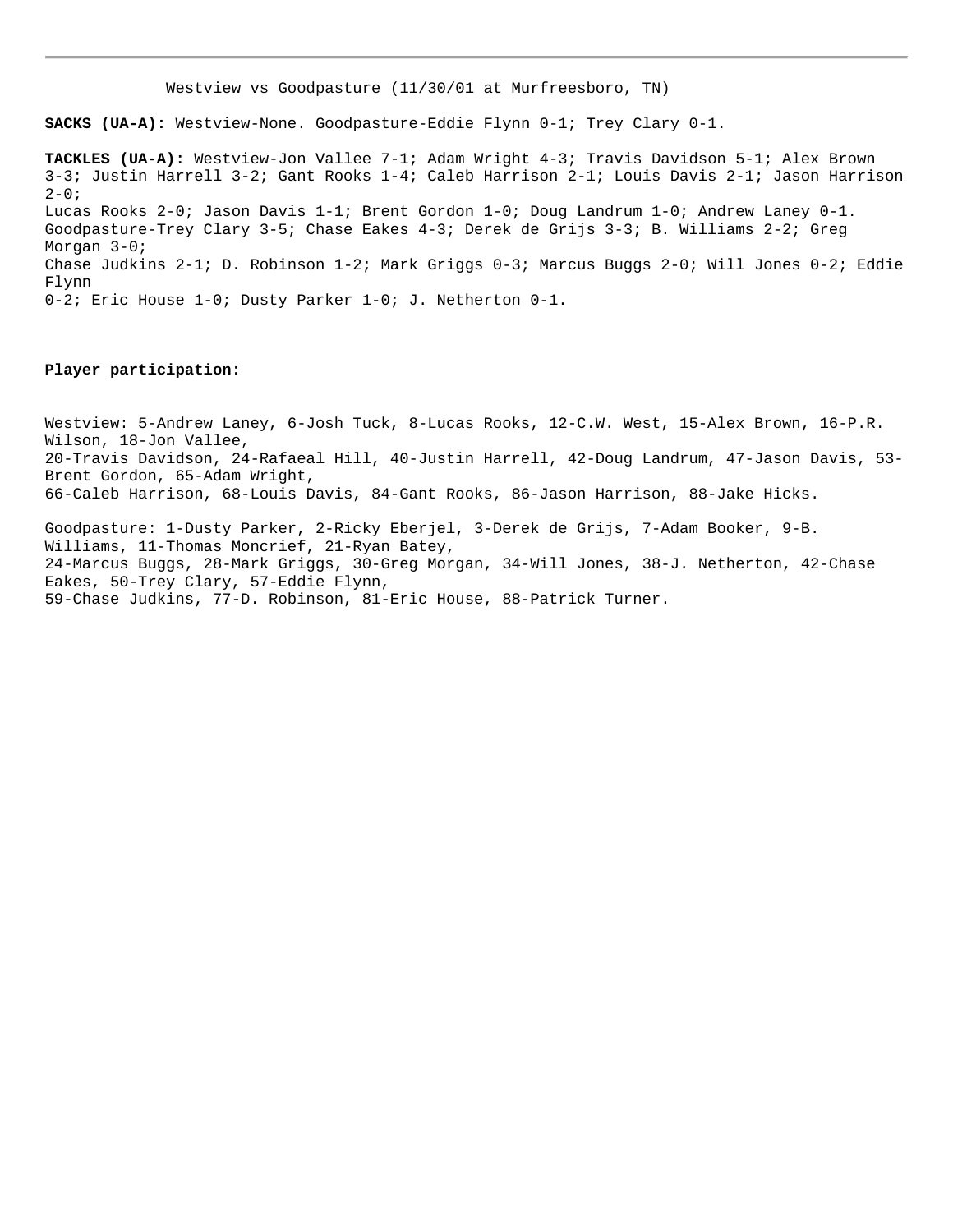Westview vs Goodpasture (11/30/01 at Murfreesboro, TN)

**SACKS (UA-A):** Westview-None. Goodpasture-Eddie Flynn 0-1; Trey Clary 0-1.

**TACKLES (UA-A):** Westview-Jon Vallee 7-1; Adam Wright 4-3; Travis Davidson 5-1; Alex Brown 3-3; Justin Harrell 3-2; Gant Rooks 1-4; Caleb Harrison 2-1; Louis Davis 2-1; Jason Harrison 2-0;
Lucas Rooks 2-0; Jason Davis 1-1; Brent Gordon 1-0; Doug Landrum 1-0; Andrew Laney 0-1.
Goodpasture-Trey Clary 3-5; Chase Eakes 4-3; Derek de Grijs 3-3; B. Williams 2-2; Greg Morgan 3-0;
Chase Judkins 2-1; D. Robinson 1-2; Mark Griggs 0-3; Marcus Buggs 2-0; Will Jones 0-2; Eddie Flynn
0-2; Eric House 1-0; Dusty Parker 1-0; J. Netherton 0-1.

**Player participation:**

Westview: 5-Andrew Laney, 6-Josh Tuck, 8-Lucas Rooks, 12-C.W. West, 15-Alex Brown, 16-P.R. Wilson, 18-Jon Vallee,
20-Travis Davidson, 24-Rafaeal Hill, 40-Justin Harrell, 42-Doug Landrum, 47-Jason Davis, 53-Brent Gordon, 65-Adam Wright,
66-Caleb Harrison, 68-Louis Davis, 84-Gant Rooks, 86-Jason Harrison, 88-Jake Hicks.

Goodpasture: 1-Dusty Parker, 2-Ricky Eberjel, 3-Derek de Grijs, 7-Adam Booker, 9-B. Williams, 11-Thomas Moncrief, 21-Ryan Batey,
24-Marcus Buggs, 28-Mark Griggs, 30-Greg Morgan, 34-Will Jones, 38-J. Netherton, 42-Chase Eakes, 50-Trey Clary, 57-Eddie Flynn,
59-Chase Judkins, 77-D. Robinson, 81-Eric House, 88-Patrick Turner.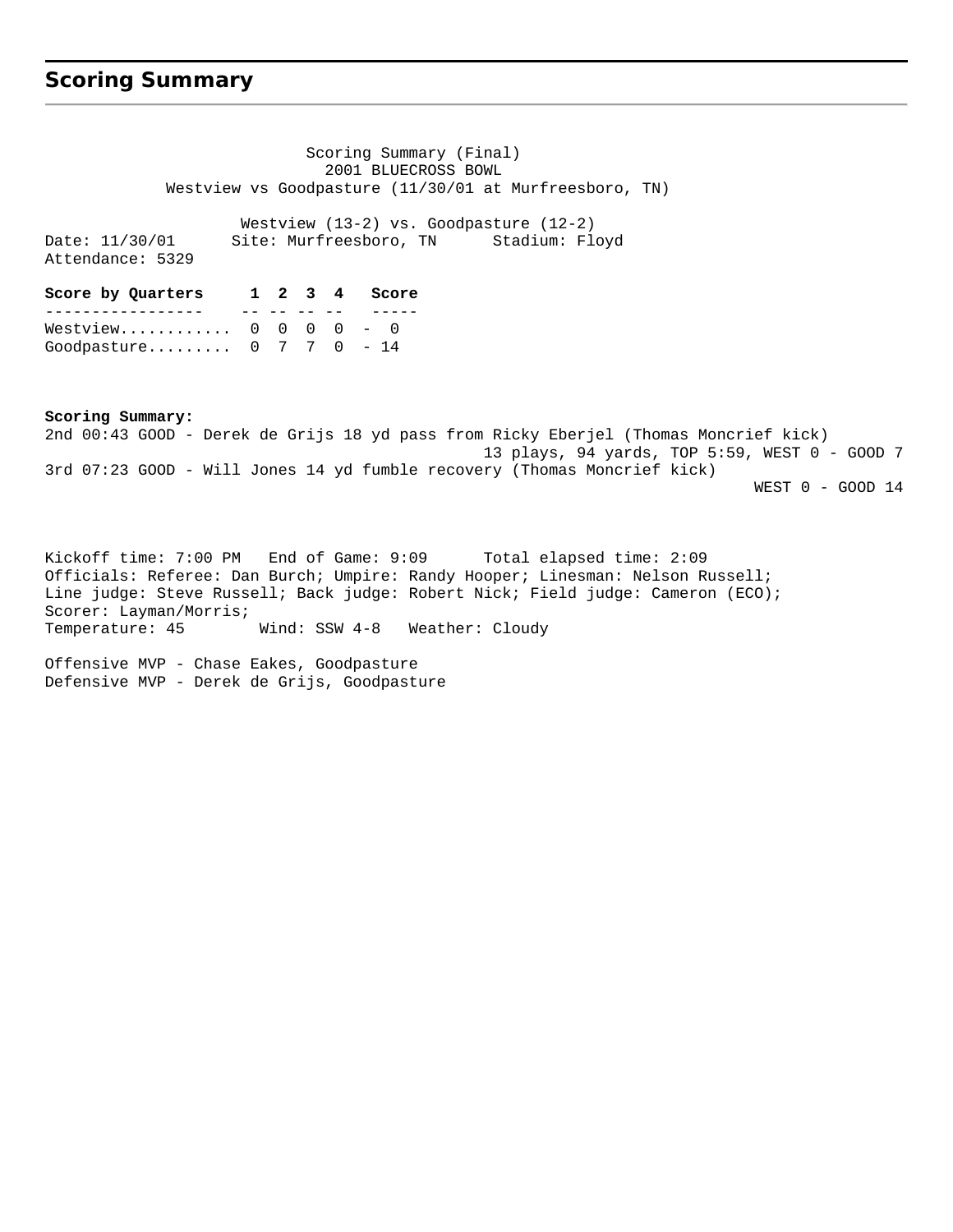## Scoring Summary

Scoring Summary (Final)
2001 BLUECROSS BOWL
Westview vs Goodpasture (11/30/01 at Murfreesboro, TN)

Westview (13-2) vs. Goodpasture (12-2)
Date: 11/30/01 Site: Murfreesboro, TN Stadium: Floyd
Attendance: 5329

| Score by Quarters | 1 | 2 | 3 | 4 | Score |
|---|---|---|---|---|---|
| Westview | 0 | 0 | 0 | 0 | 0 |
| Goodpasture | 0 | 7 | 7 | 0 | 14 |

**Scoring Summary:**

2nd 00:43 GOOD - Derek de Grijs 18 yd pass from Ricky Eberjel (Thomas Moncrief kick)
13 plays, 94 yards, TOP 5:59, WEST 0 - GOOD 7

3rd 07:23 GOOD - Will Jones 14 yd fumble recovery (Thomas Moncrief kick)
WEST 0 - GOOD 14

Kickoff time: 7:00 PM End of Game: 9:09 Total elapsed time: 2:09
Officials: Referee: Dan Burch; Umpire: Randy Hooper; Linesman: Nelson Russell;
Line judge: Steve Russell; Back judge: Robert Nick; Field judge: Cameron (ECO);
Scorer: Layman/Morris;
Temperature: 45 Wind: SSW 4-8 Weather: Cloudy

Offensive MVP - Chase Eakes, Goodpasture
Defensive MVP - Derek de Grijs, Goodpasture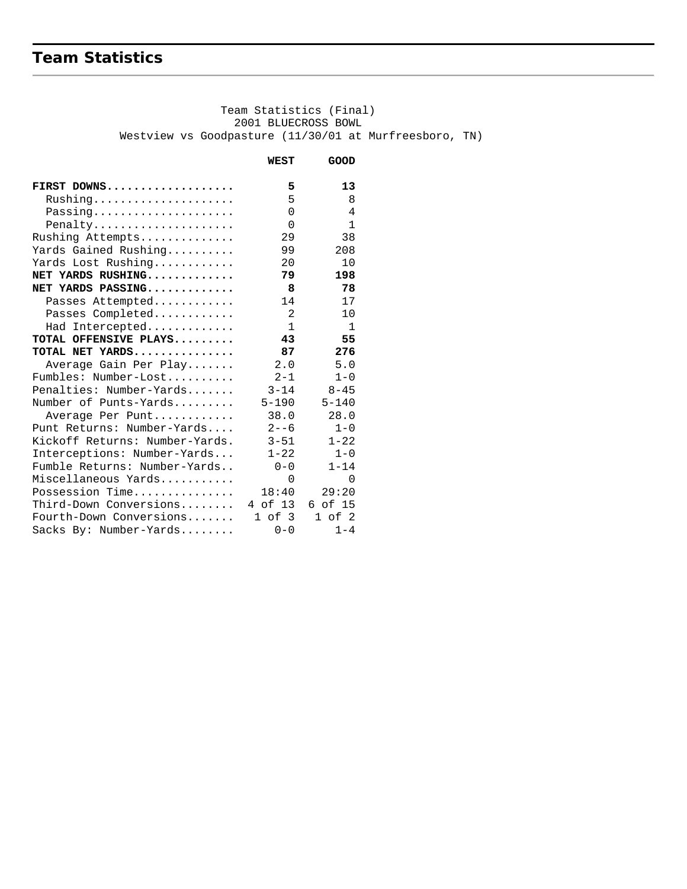## Team Statistics

Team Statistics (Final)
2001 BLUECROSS BOWL
Westview vs Goodpasture (11/30/01 at Murfreesboro, TN)

| | WEST | GOOD |
|---|---|---|
| **FIRST DOWNS** | **5** | **13** |
| Rushing | 5 | 8 |
| Passing | 0 | 4 |
| Penalty | 0 | 1 |
| Rushing Attempts | 29 | 38 |
| Yards Gained Rushing | 99 | 208 |
| Yards Lost Rushing | 20 | 10 |
| **NET YARDS RUSHING** | **79** | **198** |
| **NET YARDS PASSING** | **8** | **78** |
| Passes Attempted | 14 | 17 |
| Passes Completed | 2 | 10 |
| Had Intercepted | 1 | 1 |
| **TOTAL OFFENSIVE PLAYS** | **43** | **55** |
| **TOTAL NET YARDS** | **87** | **276** |
| Average Gain Per Play | 2.0 | 5.0 |
| Fumbles: Number-Lost | 2-1 | 1-0 |
| Penalties: Number-Yards | 3-14 | 8-45 |
| Number of Punts-Yards | 5-190 | 5-140 |
| Average Per Punt | 38.0 | 28.0 |
| Punt Returns: Number-Yards | 2--6 | 1-0 |
| Kickoff Returns: Number-Yards | 3-51 | 1-22 |
| Interceptions: Number-Yards | 1-22 | 1-0 |
| Fumble Returns: Number-Yards | 0-0 | 1-14 |
| Miscellaneous Yards | 0 | 0 |
| Possession Time | 18:40 | 29:20 |
| Third-Down Conversions | 4 of 13 | 6 of 15 |
| Fourth-Down Conversions | 1 of 3 | 1 of 2 |
| Sacks By: Number-Yards | 0-0 | 1-4 |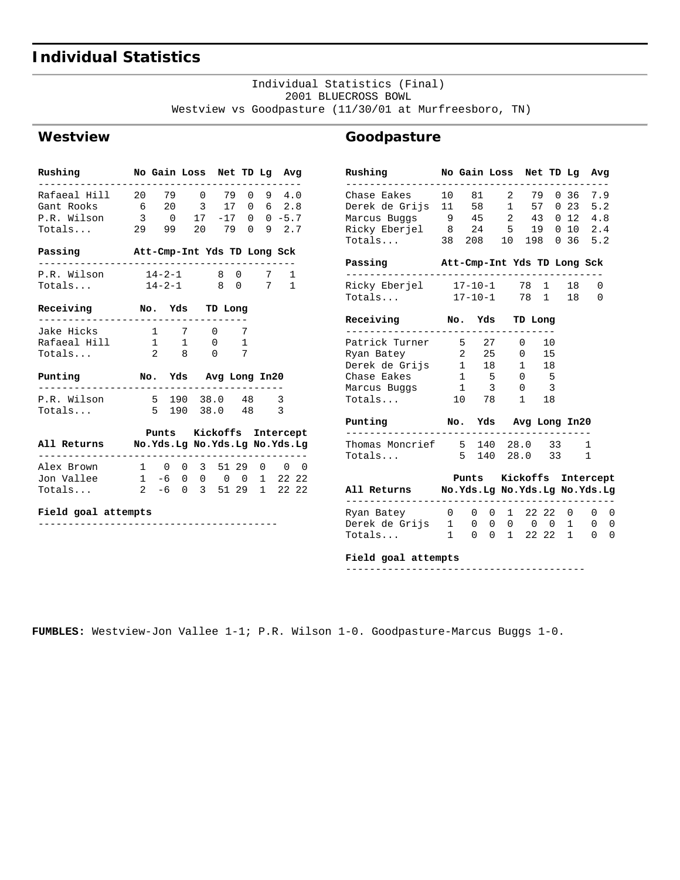# Individual Statistics

Individual Statistics (Final)
2001 BLUECROSS BOWL
Westview vs Goodpasture (11/30/01 at Murfreesboro, TN)

## Westview

| Rushing | No | Gain | Loss | Net | TD | Lg | Avg |
|---|---|---|---|---|---|---|---|
| Rafaeal Hill | 20 | 79 | 0 | 79 | 0 | 9 | 4.0 |
| Gant Rooks | 6 | 20 | 3 | 17 | 0 | 6 | 2.8 |
| P.R. Wilson | 3 | 0 | 17 | -17 | 0 | 0 | -5.7 |
| Totals... | 29 | 99 | 20 | 79 | 0 | 9 | 2.7 |

| Passing | Att-Cmp-Int | Yds | TD | Long | Sck |
|---|---|---|---|---|---|
| P.R. Wilson | 14-2-1 | 8 | 0 | 7 | 1 |
| Totals... | 14-2-1 | 8 | 0 | 7 | 1 |

| Receiving | No. | Yds | TD | Long |
|---|---|---|---|---|
| Jake Hicks | 1 | 7 | 0 | 7 |
| Rafaeal Hill | 1 | 1 | 0 | 1 |
| Totals... | 2 | 8 | 0 | 7 |

| Punting | No. | Yds | Avg | Long | In20 |
|---|---|---|---|---|---|
| P.R. Wilson | 5 | 190 | 38.0 | 48 | 3 |
| Totals... | 5 | 190 | 38.0 | 48 | 3 |

| All Returns | Punts | | | Kickoffs | | | Intercept | | |
|---|---|---|---|---|---|---|---|---|---|
| | No. | Yds. | Lg | No. | Yds. | Lg | No. | Yds. | Lg |
| Alex Brown | 1 | 0 | 0 | 3 | 51 | 29 | 0 | 0 | 0 |
| Jon Vallee | 1 | -6 | 0 | 0 | 0 | 0 | 1 | 22 | 22 |
| Totals... | 2 | -6 | 0 | 3 | 51 | 29 | 1 | 22 | 22 |

**Field goal attempts**

## Goodpasture

| Rushing | No | Gain | Loss | Net | TD | Lg | Avg |
|---|---|---|---|---|---|---|---|
| Chase Eakes | 10 | 81 | 2 | 79 | 0 | 36 | 7.9 |
| Derek de Grijs | 11 | 58 | 1 | 57 | 0 | 23 | 5.2 |
| Marcus Buggs | 9 | 45 | 2 | 43 | 0 | 12 | 4.8 |
| Ricky Eberjel | 8 | 24 | 5 | 19 | 0 | 10 | 2.4 |
| Totals... | 38 | 208 | 10 | 198 | 0 | 36 | 5.2 |

| Passing | Att-Cmp-Int | Yds | TD | Long | Sck |
|---|---|---|---|---|---|
| Ricky Eberjel | 17-10-1 | 78 | 1 | 18 | 0 |
| Totals... | 17-10-1 | 78 | 1 | 18 | 0 |

| Receiving | No. | Yds | TD | Long |
|---|---|---|---|---|
| Patrick Turner | 5 | 27 | 0 | 10 |
| Ryan Batey | 2 | 25 | 0 | 15 |
| Derek de Grijs | 1 | 18 | 1 | 18 |
| Chase Eakes | 1 | 5 | 0 | 5 |
| Marcus Buggs | 1 | 3 | 0 | 3 |
| Totals... | 10 | 78 | 1 | 18 |

| Punting | No. | Yds | Avg | Long | In20 |
|---|---|---|---|---|---|
| Thomas Moncrief | 5 | 140 | 28.0 | 33 | 1 |
| Totals... | 5 | 140 | 28.0 | 33 | 1 |

| All Returns | Punts | | | Kickoffs | | | Intercept | | |
|---|---|---|---|---|---|---|---|---|---|
| | No. | Yds. | Lg | No. | Yds. | Lg | No. | Yds. | Lg |
| Ryan Batey | 0 | 0 | 0 | 1 | 22 | 22 | 0 | 0 | 0 |
| Derek de Grijs | 1 | 0 | 0 | 0 | 0 | 0 | 1 | 0 | 0 |
| Totals... | 1 | 0 | 0 | 1 | 22 | 22 | 1 | 0 | 0 |

**Field goal attempts**

**FUMBLES:** Westview-Jon Vallee 1-1; P.R. Wilson 1-0. Goodpasture-Marcus Buggs 1-0.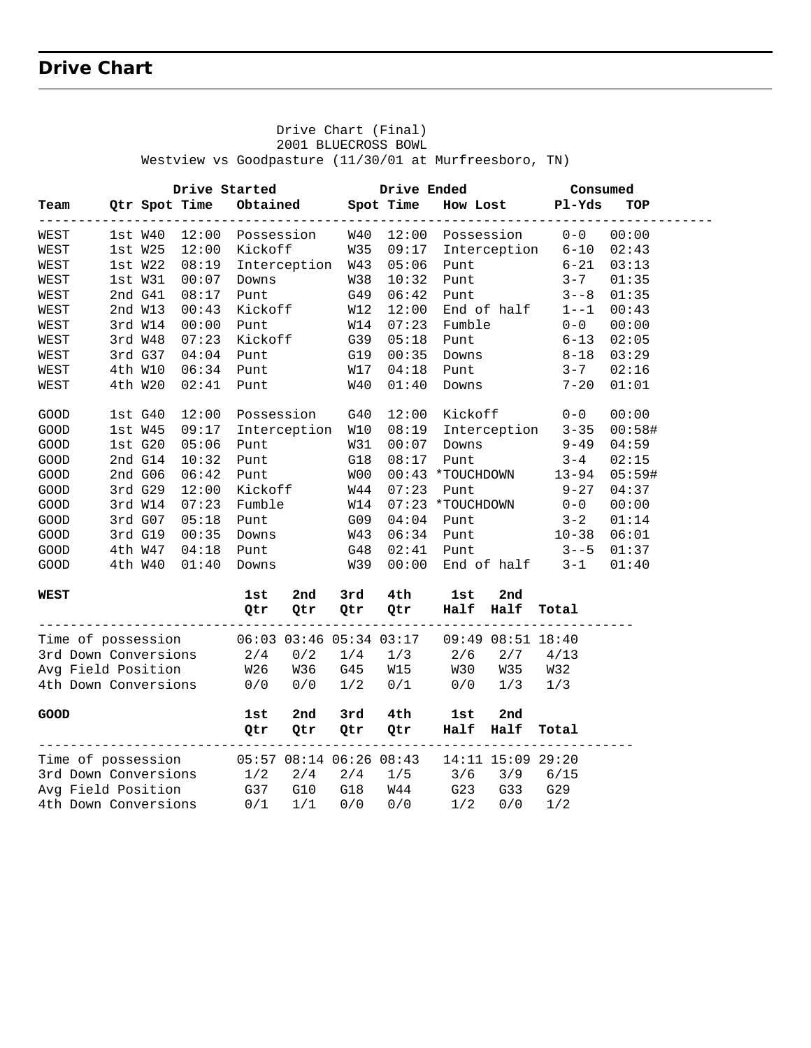## Drive Chart

Drive Chart (Final)
2001 BLUECROSS BOWL
Westview vs Goodpasture (11/30/01 at Murfreesboro, TN)

| | Drive Started | | | | Drive Ended | | | Consumed | |
|---|---|---|---|---|---|---|---|---|---|
| Team | Qtr | Spot | Time | Obtained | Spot | Time | How Lost | Pl-Yds | TOP |
| WEST | 1st | W40 | 12:00 | Possession | W40 | 12:00 | Possession | 0-0 | 00:00 |
| WEST | 1st | W25 | 12:00 | Kickoff | W35 | 09:17 | Interception | 6-10 | 02:43 |
| WEST | 1st | W22 | 08:19 | Interception | W43 | 05:06 | Punt | 6-21 | 03:13 |
| WEST | 1st | W31 | 00:07 | Downs | W38 | 10:32 | Punt | 3-7 | 01:35 |
| WEST | 2nd | G41 | 08:17 | Punt | G49 | 06:42 | Punt | 3--8 | 01:35 |
| WEST | 2nd | W13 | 00:43 | Kickoff | W12 | 12:00 | End of half | 1--1 | 00:43 |
| WEST | 3rd | W14 | 00:00 | Punt | W14 | 07:23 | Fumble | 0-0 | 00:00 |
| WEST | 3rd | W48 | 07:23 | Kickoff | G39 | 05:18 | Punt | 6-13 | 02:05 |
| WEST | 3rd | G37 | 04:04 | Punt | G19 | 00:35 | Downs | 8-18 | 03:29 |
| WEST | 4th | W10 | 06:34 | Punt | W17 | 04:18 | Punt | 3-7 | 02:16 |
| WEST | 4th | W20 | 02:41 | Punt | W40 | 01:40 | Downs | 7-20 | 01:01 |
| GOOD | 1st | G40 | 12:00 | Possession | G40 | 12:00 | Kickoff | 0-0 | 00:00 |
| GOOD | 1st | W45 | 09:17 | Interception | W10 | 08:19 | Interception | 3-35 | 00:58# |
| GOOD | 1st | G20 | 05:06 | Punt | W31 | 00:07 | Downs | 9-49 | 04:59 |
| GOOD | 2nd | G14 | 10:32 | Punt | G18 | 08:17 | Punt | 3-4 | 02:15 |
| GOOD | 2nd | G06 | 06:42 | Punt | W00 | 00:43 | *TOUCHDOWN | 13-94 | 05:59# |
| GOOD | 3rd | G29 | 12:00 | Kickoff | W44 | 07:23 | Punt | 9-27 | 04:37 |
| GOOD | 3rd | W14 | 07:23 | Fumble | W14 | 07:23 | *TOUCHDOWN | 0-0 | 00:00 |
| GOOD | 3rd | G07 | 05:18 | Punt | G09 | 04:04 | Punt | 3-2 | 01:14 |
| GOOD | 3rd | G19 | 00:35 | Downs | W43 | 06:34 | Punt | 10-38 | 06:01 |
| GOOD | 4th | W47 | 04:18 | Punt | G48 | 02:41 | Punt | 3--5 | 01:37 |
| GOOD | 4th | W40 | 01:40 | Downs | W39 | 00:00 | End of half | 3-1 | 01:40 |

| **WEST** | 1st Qtr | 2nd Qtr | 3rd Qtr | 4th Qtr | 1st Half | 2nd Half | Total |
|---|---|---|---|---|---|---|---|
| Time of possession | 06:03 | 03:46 | 05:34 | 03:17 | 09:49 | 08:51 | 18:40 |
| 3rd Down Conversions | 2/4 | 0/2 | 1/4 | 1/3 | 2/6 | 2/7 | 4/13 |
| Avg Field Position | W26 | W36 | G45 | W15 | W30 | W35 | W32 |
| 4th Down Conversions | 0/0 | 0/0 | 1/2 | 0/1 | 0/0 | 1/3 | 1/3 |

| **GOOD** | 1st Qtr | 2nd Qtr | 3rd Qtr | 4th Qtr | 1st Half | 2nd Half | Total |
|---|---|---|---|---|---|---|---|
| Time of possession | 05:57 | 08:14 | 06:26 | 08:43 | 14:11 | 15:09 | 29:20 |
| 3rd Down Conversions | 1/2 | 2/4 | 2/4 | 1/5 | 3/6 | 3/9 | 6/15 |
| Avg Field Position | G37 | G10 | G18 | W44 | G23 | G33 | G29 |
| 4th Down Conversions | 0/1 | 1/1 | 0/0 | 0/0 | 1/2 | 0/0 | 1/2 |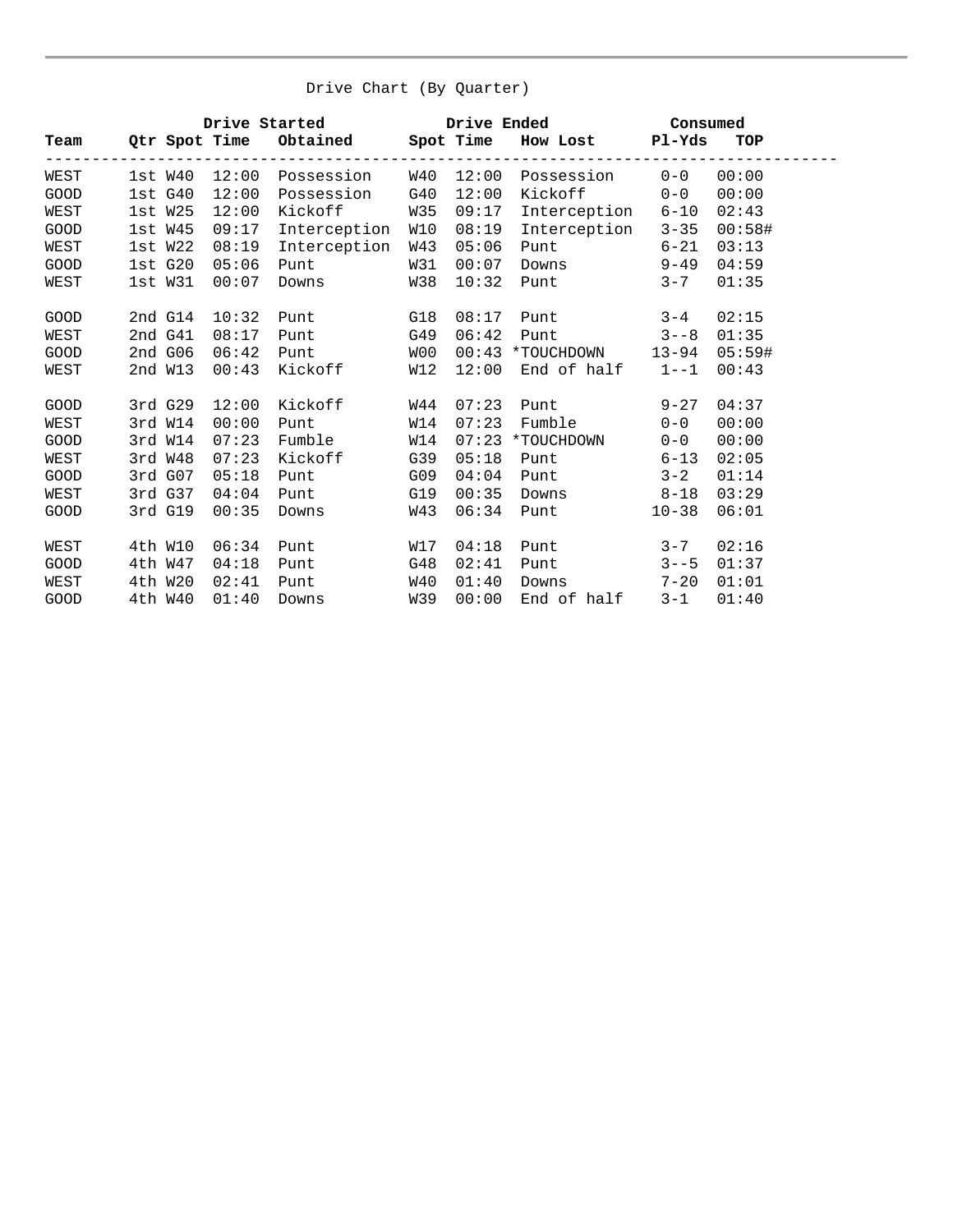Drive Chart (By Quarter)

| Team | Qtr | Drive Started Spot | Time | Obtained | Drive Ended Spot | Time | How Lost | Consumed Pl-Yds | TOP |
|---|---|---|---|---|---|---|---|---|---|
| WEST | 1st | W40 | 12:00 | Possession | W40 | 12:00 | Possession | 0-0 | 00:00 |
| GOOD | 1st | G40 | 12:00 | Possession | G40 | 12:00 | Kickoff | 0-0 | 00:00 |
| WEST | 1st | W25 | 12:00 | Kickoff | W35 | 09:17 | Interception | 6-10 | 02:43 |
| GOOD | 1st | W45 | 09:17 | Interception | W10 | 08:19 | Interception | 3-35 | 00:58# |
| WEST | 1st | W22 | 08:19 | Interception | W43 | 05:06 | Punt | 6-21 | 03:13 |
| GOOD | 1st | G20 | 05:06 | Punt | W31 | 00:07 | Downs | 9-49 | 04:59 |
| WEST | 1st | W31 | 00:07 | Downs | W38 | 10:32 | Punt | 3-7 | 01:35 |
| GOOD | 2nd | G14 | 10:32 | Punt | G18 | 08:17 | Punt | 3-4 | 02:15 |
| WEST | 2nd | G41 | 08:17 | Punt | G49 | 06:42 | Punt | 3--8 | 01:35 |
| GOOD | 2nd | G06 | 06:42 | Punt | W00 | 00:43 | *TOUCHDOWN | 13-94 | 05:59# |
| WEST | 2nd | W13 | 00:43 | Kickoff | W12 | 12:00 | End of half | 1--1 | 00:43 |
| GOOD | 3rd | G29 | 12:00 | Kickoff | W44 | 07:23 | Punt | 9-27 | 04:37 |
| WEST | 3rd | W14 | 00:00 | Punt | W14 | 07:23 | Fumble | 0-0 | 00:00 |
| GOOD | 3rd | W14 | 07:23 | Fumble | W14 | 07:23 | *TOUCHDOWN | 0-0 | 00:00 |
| WEST | 3rd | W48 | 07:23 | Kickoff | G39 | 05:18 | Punt | 6-13 | 02:05 |
| GOOD | 3rd | G07 | 05:18 | Punt | G09 | 04:04 | Punt | 3-2 | 01:14 |
| WEST | 3rd | G37 | 04:04 | Punt | G19 | 00:35 | Downs | 8-18 | 03:29 |
| GOOD | 3rd | G19 | 00:35 | Downs | W43 | 06:34 | Punt | 10-38 | 06:01 |
| WEST | 4th | W10 | 06:34 | Punt | W17 | 04:18 | Punt | 3-7 | 02:16 |
| GOOD | 4th | W47 | 04:18 | Punt | G48 | 02:41 | Punt | 3--5 | 01:37 |
| WEST | 4th | W20 | 02:41 | Punt | W40 | 01:40 | Downs | 7-20 | 01:01 |
| GOOD | 4th | W40 | 01:40 | Downs | W39 | 00:00 | End of half | 3-1 | 01:40 |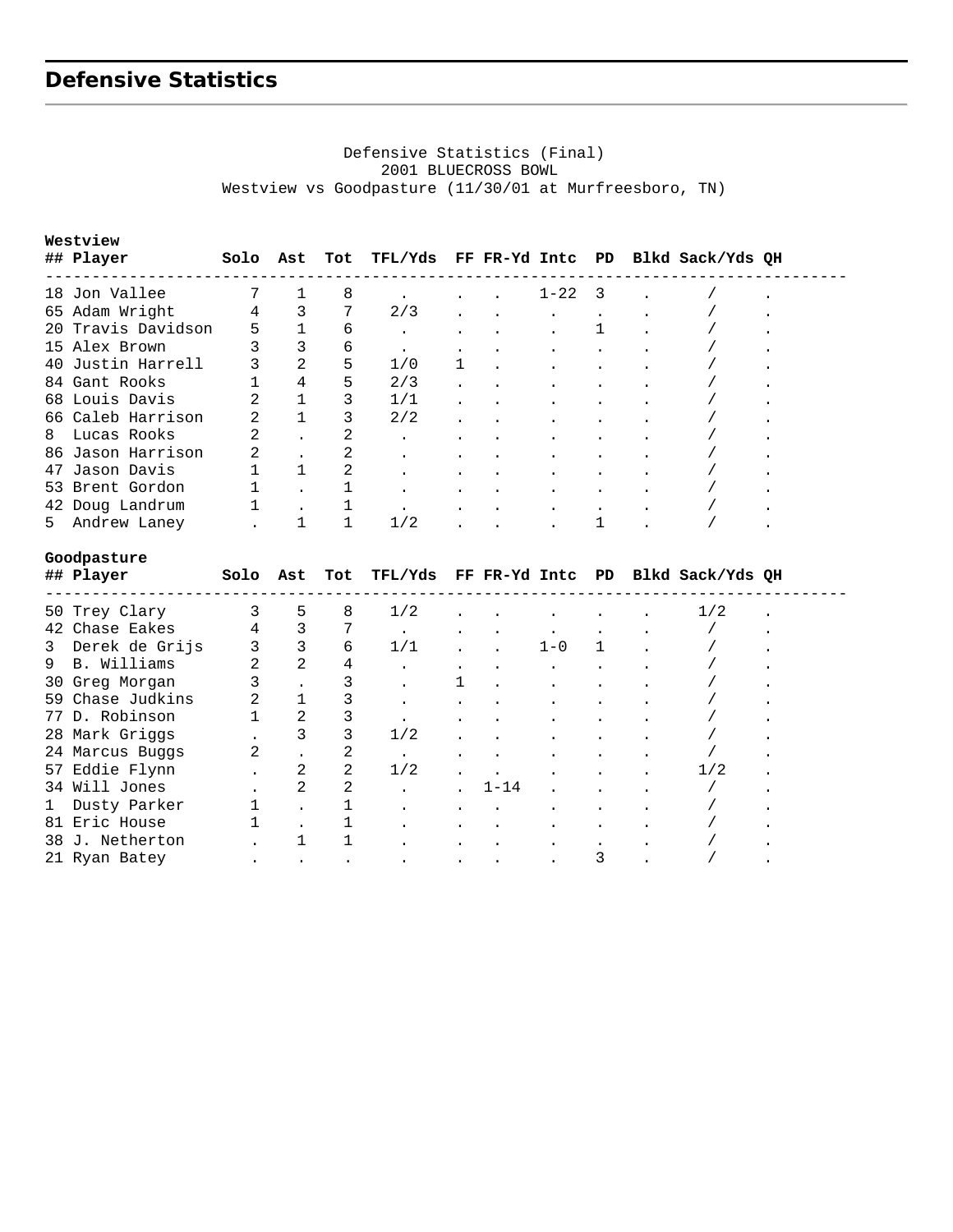## Defensive Statistics

Defensive Statistics (Final)
2001 BLUECROSS BOWL
Westview vs Goodpasture (11/30/01 at Murfreesboro, TN)

**Westview**

| ## | Player | Solo | Ast | Tot | TFL/Yds | FF | FR-Yd | Intc | PD | Blkd | Sack/Yds | QH |
|---|---|---|---|---|---|---|---|---|---|---|---|---|
| 18 | Jon Vallee | 7 | 1 | 8 | . | . | . | 1-22 | 3 | . | / | . |
| 65 | Adam Wright | 4 | 3 | 7 | 2/3 | . | . | . | . | . | / | . |
| 20 | Travis Davidson | 5 | 1 | 6 | . | . | . | . | 1 | . | / | . |
| 15 | Alex Brown | 3 | 3 | 6 | . | . | . | . | . | . | / | . |
| 40 | Justin Harrell | 3 | 2 | 5 | 1/0 | 1 | . | . | . | . | / | . |
| 84 | Gant Rooks | 1 | 4 | 5 | 2/3 | . | . | . | . | . | / | . |
| 68 | Louis Davis | 2 | 1 | 3 | 1/1 | . | . | . | . | . | / | . |
| 66 | Caleb Harrison | 2 | 1 | 3 | 2/2 | . | . | . | . | . | / | . |
| 8 | Lucas Rooks | 2 | . | 2 | . | . | . | . | . | . | / | . |
| 86 | Jason Harrison | 2 | . | 2 | . | . | . | . | . | . | / | . |
| 47 | Jason Davis | 1 | 1 | 2 | . | . | . | . | . | . | / | . |
| 53 | Brent Gordon | 1 | . | 1 | . | . | . | . | . | . | / | . |
| 42 | Doug Landrum | 1 | . | 1 | . | . | . | . | . | . | / | . |
| 5 | Andrew Laney | . | 1 | 1 | 1/2 | . | . | . | 1 | . | / | . |

**Goodpasture**

| ## | Player | Solo | Ast | Tot | TFL/Yds | FF | FR-Yd | Intc | PD | Blkd | Sack/Yds | QH |
|---|---|---|---|---|---|---|---|---|---|---|---|---|
| 50 | Trey Clary | 3 | 5 | 8 | 1/2 | . | . | . | . | . | 1/2 | . |
| 42 | Chase Eakes | 4 | 3 | 7 | . | . | . | . | . | . | / | . |
| 3 | Derek de Grijs | 3 | 3 | 6 | 1/1 | . | . | 1-0 | 1 | . | / | . |
| 9 | B. Williams | 2 | 2 | 4 | . | . | . | . | . | . | / | . |
| 30 | Greg Morgan | 3 | . | 3 | . | 1 | . | . | . | . | / | . |
| 59 | Chase Judkins | 2 | 1 | 3 | . | . | . | . | . | . | / | . |
| 77 | D. Robinson | 1 | 2 | 3 | . | . | . | . | . | . | / | . |
| 28 | Mark Griggs | . | 3 | 3 | 1/2 | . | . | . | . | . | / | . |
| 24 | Marcus Buggs | 2 | . | 2 | . | . | . | . | . | . | / | . |
| 57 | Eddie Flynn | . | 2 | 2 | 1/2 | . | . | . | . | . | 1/2 | . |
| 34 | Will Jones | . | 2 | 2 | . | . | 1-14 | . | . | . | / | . |
| 1 | Dusty Parker | 1 | . | 1 | . | . | . | . | . | . | / | . |
| 81 | Eric House | 1 | . | 1 | . | . | . | . | . | . | / | . |
| 38 | J. Netherton | . | 1 | 1 | . | . | . | . | . | . | / | . |
| 21 | Ryan Batey | . | . | . | . | . | . | . | 3 | . | / | . |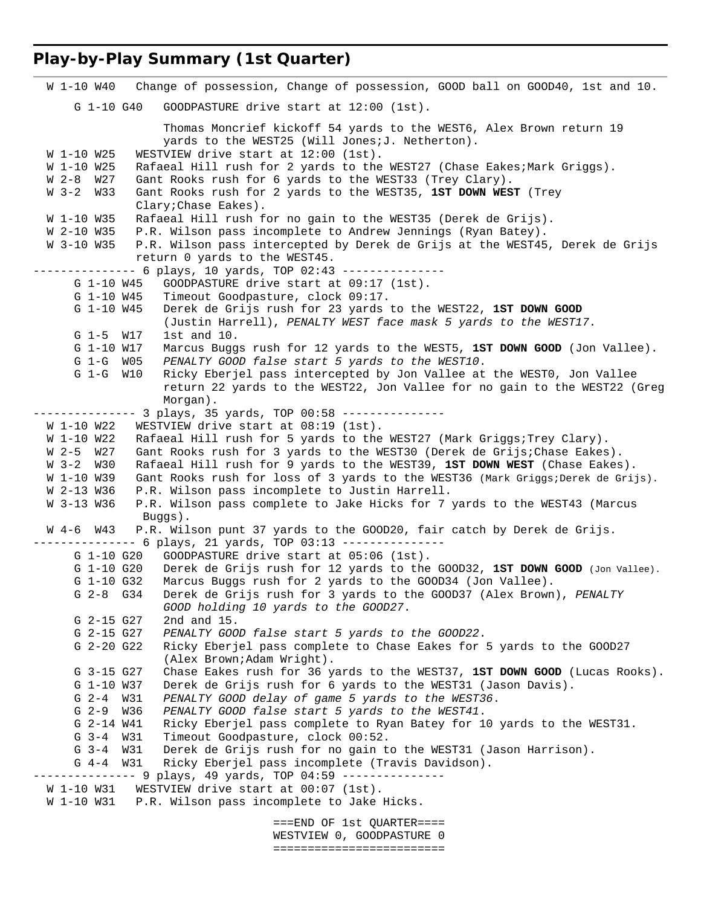## Play-by-Play Summary (1st Quarter)

| | |
|---|---|
| W 1-10 W40 | Change of possession, Change of possession, GOOD ball on GOOD40, 1st and 10. |
| G 1-10 G40 | GOODPASTURE drive start at 12:00 (1st). |
| | Thomas Moncrief kickoff 54 yards to the WEST6, Alex Brown return 19 yards to the WEST25 (Will Jones;J. Netherton). |
| W 1-10 W25 | WESTVIEW drive start at 12:00 (1st). |
| W 1-10 W25 | Rafaeal Hill rush for 2 yards to the WEST27 (Chase Eakes;Mark Griggs). |
| W 2-8 W27 | Gant Rooks rush for 6 yards to the WEST33 (Trey Clary). |
| W 3-2 W33 | Gant Rooks rush for 2 yards to the WEST35, **1ST DOWN WEST** (Trey Clary;Chase Eakes). |
| W 1-10 W35 | Rafaeal Hill rush for no gain to the WEST35 (Derek de Grijs). |
| W 2-10 W35 | P.R. Wilson pass incomplete to Andrew Jennings (Ryan Batey). |
| W 3-10 W35 | P.R. Wilson pass intercepted by Derek de Grijs at the WEST45, Derek de Grijs return 0 yards to the WEST45. |
| | --------------- 6 plays, 10 yards, TOP 02:43 --------------- |
| G 1-10 W45 | GOODPASTURE drive start at 09:17 (1st). |
| G 1-10 W45 | Timeout Goodpasture, clock 09:17. |
| G 1-10 W45 | Derek de Grijs rush for 23 yards to the WEST22, **1ST DOWN GOOD** (Justin Harrell), *PENALTY WEST face mask 5 yards to the WEST17*. |
| G 1-5 W17 | 1st and 10. |
| G 1-10 W17 | Marcus Buggs rush for 12 yards to the WEST5, **1ST DOWN GOOD** (Jon Vallee). |
| G 1-G W05 | *PENALTY GOOD false start 5 yards to the WEST10*. |
| G 1-G W10 | Ricky Eberjel pass intercepted by Jon Vallee at the WEST0, Jon Vallee return 22 yards to the WEST22, Jon Vallee for no gain to the WEST22 (Greg Morgan). |
| | --------------- 3 plays, 35 yards, TOP 00:58 --------------- |
| W 1-10 W22 | WESTVIEW drive start at 08:19 (1st). |
| W 1-10 W22 | Rafaeal Hill rush for 5 yards to the WEST27 (Mark Griggs;Trey Clary). |
| W 2-5 W27 | Gant Rooks rush for 3 yards to the WEST30 (Derek de Grijs;Chase Eakes). |
| W 3-2 W30 | Rafaeal Hill rush for 9 yards to the WEST39, **1ST DOWN WEST** (Chase Eakes). |
| W 1-10 W39 | Gant Rooks rush for loss of 3 yards to the WEST36 (Mark Griggs;Derek de Grijs). |
| W 2-13 W36 | P.R. Wilson pass incomplete to Justin Harrell. |
| W 3-13 W36 | P.R. Wilson pass complete to Jake Hicks for 7 yards to the WEST43 (Marcus Buggs). |
| W 4-6 W43 | P.R. Wilson punt 37 yards to the GOOD20, fair catch by Derek de Grijs. |
| | --------------- 6 plays, 21 yards, TOP 03:13 --------------- |
| G 1-10 G20 | GOODPASTURE drive start at 05:06 (1st). |
| G 1-10 G20 | Derek de Grijs rush for 12 yards to the GOOD32, **1ST DOWN GOOD** (Jon Vallee). |
| G 1-10 G32 | Marcus Buggs rush for 2 yards to the GOOD34 (Jon Vallee). |
| G 2-8 G34 | Derek de Grijs rush for 3 yards to the GOOD37 (Alex Brown), *PENALTY GOOD holding 10 yards to the GOOD27*. |
| G 2-15 G27 | 2nd and 15. |
| G 2-15 G27 | *PENALTY GOOD false start 5 yards to the GOOD22*. |
| G 2-20 G22 | Ricky Eberjel pass complete to Chase Eakes for 5 yards to the GOOD27 (Alex Brown;Adam Wright). |
| G 3-15 G27 | Chase Eakes rush for 36 yards to the WEST37, **1ST DOWN GOOD** (Lucas Rooks). |
| G 1-10 W37 | Derek de Grijs rush for 6 yards to the WEST31 (Jason Davis). |
| G 2-4 W31 | *PENALTY GOOD delay of game 5 yards to the WEST36*. |
| G 2-9 W36 | *PENALTY GOOD false start 5 yards to the WEST41*. |
| G 2-14 W41 | Ricky Eberjel pass complete to Ryan Batey for 10 yards to the WEST31. |
| G 3-4 W31 | Timeout Goodpasture, clock 00:52. |
| G 3-4 W31 | Derek de Grijs rush for no gain to the WEST31 (Jason Harrison). |
| G 4-4 W31 | Ricky Eberjel pass incomplete (Travis Davidson). |
| | --------------- 9 plays, 49 yards, TOP 04:59 --------------- |
| W 1-10 W31 | WESTVIEW drive start at 00:07 (1st). |
| W 1-10 W31 | P.R. Wilson pass incomplete to Jake Hicks. |

```
===END OF 1st QUARTER====
WESTVIEW 0, GOODPASTURE 0
========================
```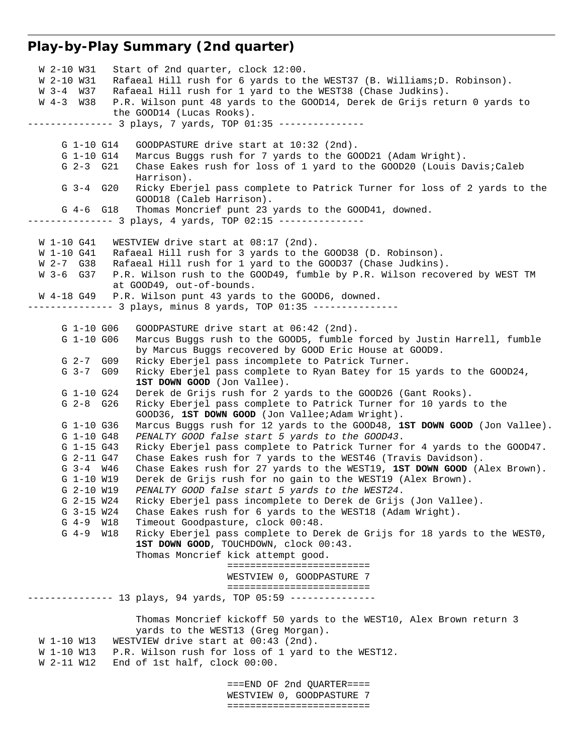## Play-by-Play Summary (2nd quarter)

```
  W 2-10 W31   Start of 2nd quarter, clock 12:00.
  W 2-10 W31   Rafaeal Hill rush for 6 yards to the WEST37 (B. Williams;D. Robinson).
  W 3-4  W37   Rafaeal Hill rush for 1 yard to the WEST38 (Chase Judkins).
  W 4-3  W38   P.R. Wilson punt 48 yards to the GOOD14, Derek de Grijs return 0 yards to
               the GOOD14 (Lucas Rooks).
--------------- 3 plays, 7 yards, TOP 01:35 ---------------

      G 1-10 G14   GOODPASTURE drive start at 10:32 (2nd).
      G 1-10 G14   Marcus Buggs rush for 7 yards to the GOOD21 (Adam Wright).
      G 2-3  G21   Chase Eakes rush for loss of 1 yard to the GOOD20 (Louis Davis;Caleb
                   Harrison).
      G 3-4  G20   Ricky Eberjel pass complete to Patrick Turner for loss of 2 yards to the
                   GOOD18 (Caleb Harrison).
      G 4-6  G18   Thomas Moncrief punt 23 yards to the GOOD41, downed.
--------------- 3 plays, 4 yards, TOP 02:15 ---------------

  W 1-10 G41   WESTVIEW drive start at 08:17 (2nd).
  W 1-10 G41   Rafaeal Hill rush for 3 yards to the GOOD38 (D. Robinson).
  W 2-7  G38   Rafaeal Hill rush for 1 yard to the GOOD37 (Chase Judkins).
  W 3-6  G37   P.R. Wilson rush to the GOOD49, fumble by P.R. Wilson recovered by WEST TM
               at GOOD49, out-of-bounds.
  W 4-18 G49   P.R. Wilson punt 43 yards to the GOOD6, downed.
--------------- 3 plays, minus 8 yards, TOP 01:35 ---------------

      G 1-10 G06   GOODPASTURE drive start at 06:42 (2nd).
      G 1-10 G06   Marcus Buggs rush to the GOOD5, fumble forced by Justin Harrell, fumble
                   by Marcus Buggs recovered by GOOD Eric House at GOOD9.
      G 2-7  G09   Ricky Eberjel pass incomplete to Patrick Turner.
      G 3-7  G09   Ricky Eberjel pass complete to Ryan Batey for 15 yards to the GOOD24,
                   1ST DOWN GOOD (Jon Vallee).
      G 1-10 G24   Derek de Grijs rush for 2 yards to the GOOD26 (Gant Rooks).
      G 2-8  G26   Ricky Eberjel pass complete to Patrick Turner for 10 yards to the
                   GOOD36, 1ST DOWN GOOD (Jon Vallee;Adam Wright).
      G 1-10 G36   Marcus Buggs rush for 12 yards to the GOOD48, 1ST DOWN GOOD (Jon Vallee).
      G 1-10 G48   PENALTY GOOD false start 5 yards to the GOOD43.
      G 1-15 G43   Ricky Eberjel pass complete to Patrick Turner for 4 yards to the GOOD47.
      G 2-11 G47   Chase Eakes rush for 7 yards to the WEST46 (Travis Davidson).
      G 3-4  W46   Chase Eakes rush for 27 yards to the WEST19, 1ST DOWN GOOD (Alex Brown).
      G 1-10 W19   Derek de Grijs rush for no gain to the WEST19 (Alex Brown).
      G 2-10 W19   PENALTY GOOD false start 5 yards to the WEST24.
      G 2-15 W24   Ricky Eberjel pass incomplete to Derek de Grijs (Jon Vallee).
      G 3-15 W24   Chase Eakes rush for 6 yards to the WEST18 (Adam Wright).
      G 4-9  W18   Timeout Goodpasture, clock 00:48.
      G 4-9  W18   Ricky Eberjel pass complete to Derek de Grijs for 18 yards to the WEST0,
                   1ST DOWN GOOD, TOUCHDOWN, clock 00:43.
                   Thomas Moncrief kick attempt good.
                                   ========================
                                   WESTVIEW 0, GOODPASTURE 7
                                   ========================
--------------- 13 plays, 94 yards, TOP 05:59 ---------------

                   Thomas Moncrief kickoff 50 yards to the WEST10, Alex Brown return 3
                   yards to the WEST13 (Greg Morgan).
  W 1-10 W13   WESTVIEW drive start at 00:43 (2nd).
  W 1-10 W13   P.R. Wilson rush for loss of 1 yard to the WEST12.
  W 2-11 W12   End of 1st half, clock 00:00.

                                   ===END OF 2nd QUARTER====
                                   WESTVIEW 0, GOODPASTURE 7
                                   ========================
```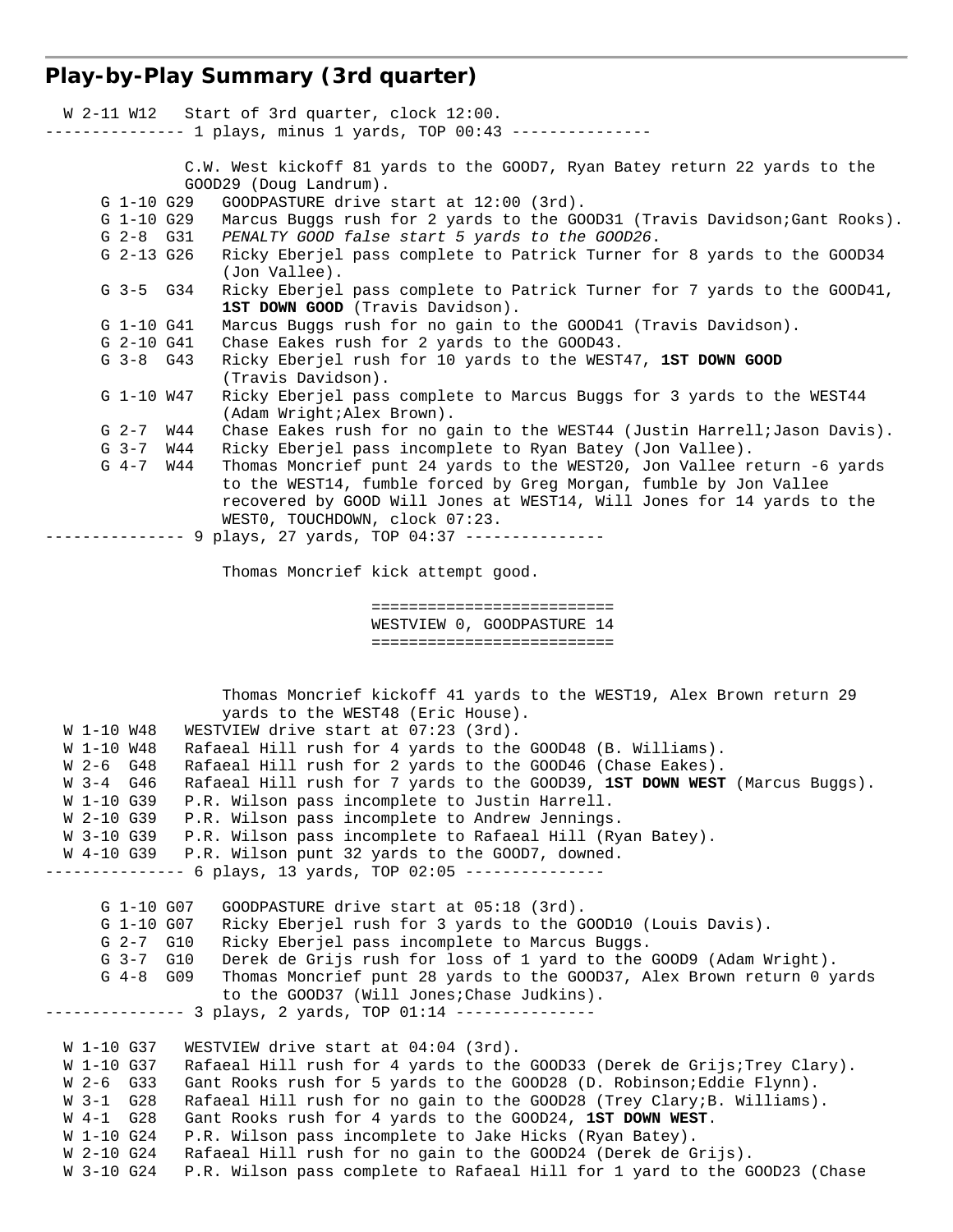## Play-by-Play Summary (3rd quarter)

```
  W 2-11 W12   Start of 3rd quarter, clock 12:00.
--------------- 1 plays, minus 1 yards, TOP 00:43 ---------------

               C.W. West kickoff 81 yards to the GOOD7, Ryan Batey return 22 yards to the
               GOOD29 (Doug Landrum).
      G 1-10 G29   GOODPASTURE drive start at 12:00 (3rd).
      G 1-10 G29   Marcus Buggs rush for 2 yards to the GOOD31 (Travis Davidson;Gant Rooks).
      G 2-8  G31   PENALTY GOOD false start 5 yards to the GOOD26.
      G 2-13 G26   Ricky Eberjel pass complete to Patrick Turner for 8 yards to the GOOD34
                   (Jon Vallee).
      G 3-5  G34   Ricky Eberjel pass complete to Patrick Turner for 7 yards to the GOOD41,
                   1ST DOWN GOOD (Travis Davidson).
      G 1-10 G41   Marcus Buggs rush for no gain to the GOOD41 (Travis Davidson).
      G 2-10 G41   Chase Eakes rush for 2 yards to the GOOD43.
      G 3-8  G43   Ricky Eberjel rush for 10 yards to the WEST47, 1ST DOWN GOOD
                   (Travis Davidson).
      G 1-10 W47   Ricky Eberjel pass complete to Marcus Buggs for 3 yards to the WEST44
                   (Adam Wright;Alex Brown).
      G 2-7  W44   Chase Eakes rush for no gain to the WEST44 (Justin Harrell;Jason Davis).
      G 3-7  W44   Ricky Eberjel pass incomplete to Ryan Batey (Jon Vallee).
      G 4-7  W44   Thomas Moncrief punt 24 yards to the WEST20, Jon Vallee return -6 yards
                   to the WEST14, fumble forced by Greg Morgan, fumble by Jon Vallee
                   recovered by GOOD Will Jones at WEST14, Will Jones for 14 yards to the
                   WEST0, TOUCHDOWN, clock 07:23.
--------------- 9 plays, 27 yards, TOP 04:37 ---------------

                   Thomas Moncrief kick attempt good.

                                  ==========================
                                  WESTVIEW 0, GOODPASTURE 14
                                  ==========================


                   Thomas Moncrief kickoff 41 yards to the WEST19, Alex Brown return 29
                   yards to the WEST48 (Eric House).
  W 1-10 W48   WESTVIEW drive start at 07:23 (3rd).
  W 1-10 W48   Rafaeal Hill rush for 4 yards to the GOOD48 (B. Williams).
  W 2-6  G48   Rafaeal Hill rush for 2 yards to the GOOD46 (Chase Eakes).
  W 3-4  G46   Rafaeal Hill rush for 7 yards to the GOOD39, 1ST DOWN WEST (Marcus Buggs).
  W 1-10 G39   P.R. Wilson pass incomplete to Justin Harrell.
  W 2-10 G39   P.R. Wilson pass incomplete to Andrew Jennings.
  W 3-10 G39   P.R. Wilson pass incomplete to Rafaeal Hill (Ryan Batey).
  W 4-10 G39   P.R. Wilson punt 32 yards to the GOOD7, downed.
--------------- 6 plays, 13 yards, TOP 02:05 ---------------

      G 1-10 G07   GOODPASTURE drive start at 05:18 (3rd).
      G 1-10 G07   Ricky Eberjel rush for 3 yards to the GOOD10 (Louis Davis).
      G 2-7  G10   Ricky Eberjel pass incomplete to Marcus Buggs.
      G 3-7  G10   Derek de Grijs rush for loss of 1 yard to the GOOD9 (Adam Wright).
      G 4-8  G09   Thomas Moncrief punt 28 yards to the GOOD37, Alex Brown return 0 yards
                   to the GOOD37 (Will Jones;Chase Judkins).
--------------- 3 plays, 2 yards, TOP 01:14 ---------------

  W 1-10 G37   WESTVIEW drive start at 04:04 (3rd).
  W 1-10 G37   Rafaeal Hill rush for 4 yards to the GOOD33 (Derek de Grijs;Trey Clary).
  W 2-6  G33   Gant Rooks rush for 5 yards to the GOOD28 (D. Robinson;Eddie Flynn).
  W 3-1  G28   Rafaeal Hill rush for no gain to the GOOD28 (Trey Clary;B. Williams).
  W 4-1  G28   Gant Rooks rush for 4 yards to the GOOD24, 1ST DOWN WEST.
  W 1-10 G24   P.R. Wilson pass incomplete to Jake Hicks (Ryan Batey).
  W 2-10 G24   Rafaeal Hill rush for no gain to the GOOD24 (Derek de Grijs).
  W 3-10 G24   P.R. Wilson pass complete to Rafaeal Hill for 1 yard to the GOOD23 (Chase
```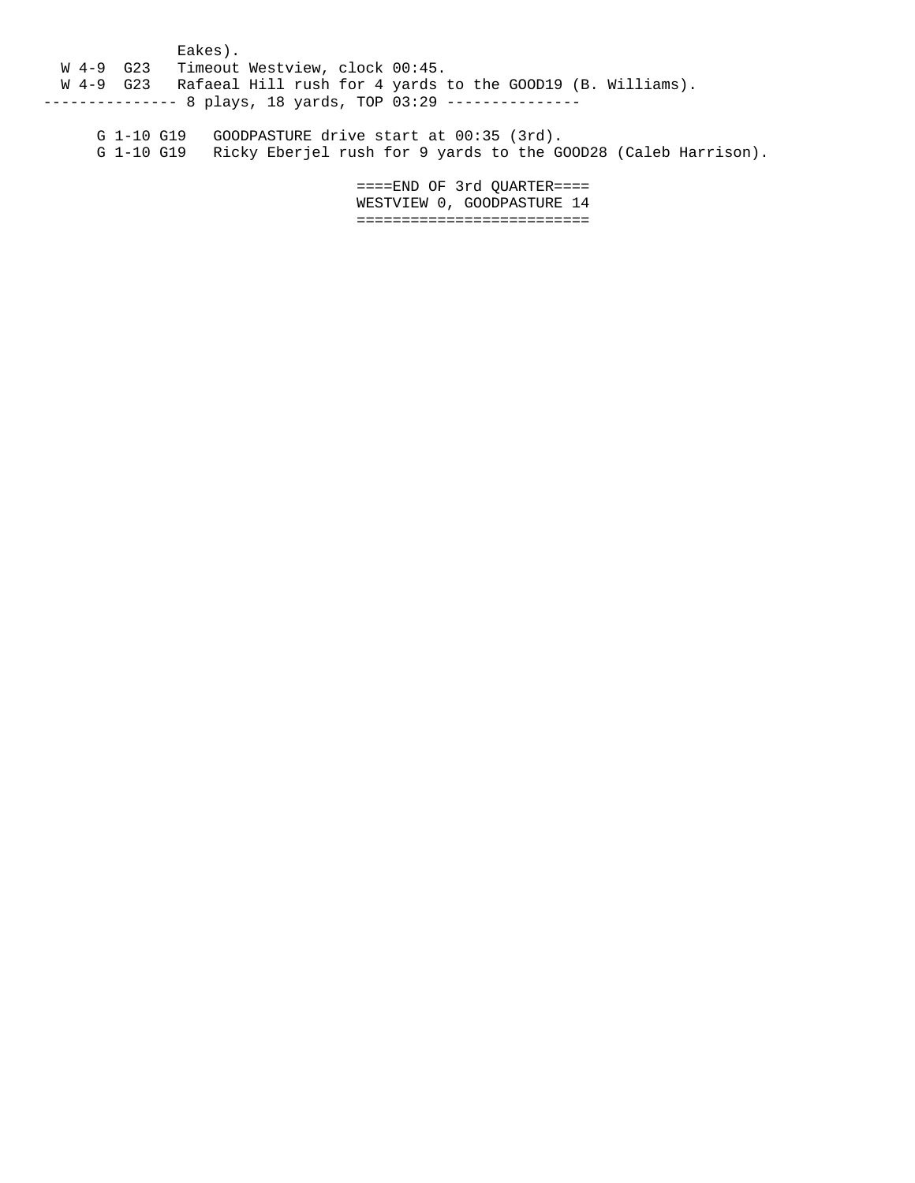```
              Eakes).
  W 4-9  G23   Timeout Westview, clock 00:45.
  W 4-9  G23   Rafaeal Hill rush for 4 yards to the GOOD19 (B. Williams).
--------------- 8 plays, 18 yards, TOP 03:29 ---------------

      G 1-10 G19   GOODPASTURE drive start at 00:35 (3rd).
      G 1-10 G19   Ricky Eberjel rush for 9 yards to the GOOD28 (Caleb Harrison).

                              ====END OF 3rd QUARTER====
                              WESTVIEW 0, GOODPASTURE 14
                              ==========================
```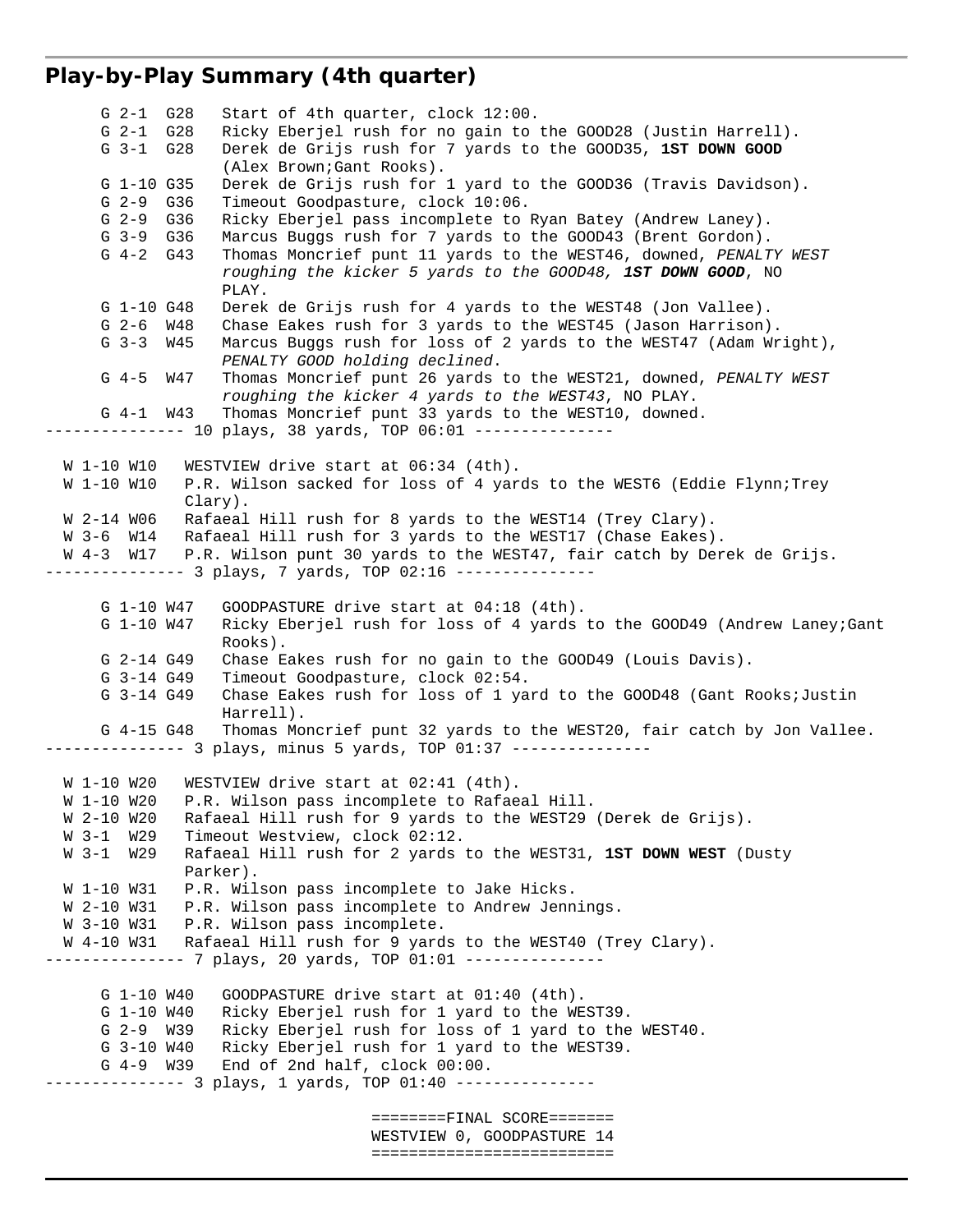## Play-by-Play Summary (4th quarter)

```
     G 2-1  G28   Start of 4th quarter, clock 12:00.
     G 2-1  G28   Ricky Eberjel rush for no gain to the GOOD28 (Justin Harrell).
     G 3-1  G28   Derek de Grijs rush for 7 yards to the GOOD35, 1ST DOWN GOOD
                  (Alex Brown;Gant Rooks).
     G 1-10 G35   Derek de Grijs rush for 1 yard to the GOOD36 (Travis Davidson).
     G 2-9  G36   Timeout Goodpasture, clock 10:06.
     G 2-9  G36   Ricky Eberjel pass incomplete to Ryan Batey (Andrew Laney).
     G 3-9  G36   Marcus Buggs rush for 7 yards to the GOOD43 (Brent Gordon).
     G 4-2  G43   Thomas Moncrief punt 11 yards to the WEST46, downed, PENALTY WEST
                  roughing the kicker 5 yards to the GOOD48, 1ST DOWN GOOD, NO
                  PLAY.
     G 1-10 G48   Derek de Grijs rush for 4 yards to the WEST48 (Jon Vallee).
     G 2-6  W48   Chase Eakes rush for 3 yards to the WEST45 (Jason Harrison).
     G 3-3  W45   Marcus Buggs rush for loss of 2 yards to the WEST47 (Adam Wright),
                  PENALTY GOOD holding declined.
     G 4-5  W47   Thomas Moncrief punt 26 yards to the WEST21, downed, PENALTY WEST
                  roughing the kicker 4 yards to the WEST43, NO PLAY.
     G 4-1  W43   Thomas Moncrief punt 33 yards to the WEST10, downed.
--------------- 10 plays, 38 yards, TOP 06:01 ---------------

  W 1-10 W10   WESTVIEW drive start at 06:34 (4th).
  W 1-10 W10   P.R. Wilson sacked for loss of 4 yards to the WEST6 (Eddie Flynn;Trey
               Clary).
  W 2-14 W06   Rafaeal Hill rush for 8 yards to the WEST14 (Trey Clary).
  W 3-6  W14   Rafaeal Hill rush for 3 yards to the WEST17 (Chase Eakes).
  W 4-3  W17   P.R. Wilson punt 30 yards to the WEST47, fair catch by Derek de Grijs.
--------------- 3 plays, 7 yards, TOP 02:16 ---------------

     G 1-10 W47   GOODPASTURE drive start at 04:18 (4th).
     G 1-10 W47   Ricky Eberjel rush for loss of 4 yards to the GOOD49 (Andrew Laney;Gant
                  Rooks).
     G 2-14 G49   Chase Eakes rush for no gain to the GOOD49 (Louis Davis).
     G 3-14 G49   Timeout Goodpasture, clock 02:54.
     G 3-14 G49   Chase Eakes rush for loss of 1 yard to the GOOD48 (Gant Rooks;Justin
                  Harrell).
     G 4-15 G48   Thomas Moncrief punt 32 yards to the WEST20, fair catch by Jon Vallee.
--------------- 3 plays, minus 5 yards, TOP 01:37 ---------------

  W 1-10 W20   WESTVIEW drive start at 02:41 (4th).
  W 1-10 W20   P.R. Wilson pass incomplete to Rafaeal Hill.
  W 2-10 W20   Rafaeal Hill rush for 9 yards to the WEST29 (Derek de Grijs).
  W 3-1  W29   Timeout Westview, clock 02:12.
  W 3-1  W29   Rafaeal Hill rush for 2 yards to the WEST31, 1ST DOWN WEST (Dusty
               Parker).
  W 1-10 W31   P.R. Wilson pass incomplete to Jake Hicks.
  W 2-10 W31   P.R. Wilson pass incomplete to Andrew Jennings.
  W 3-10 W31   P.R. Wilson pass incomplete.
  W 4-10 W31   Rafaeal Hill rush for 9 yards to the WEST40 (Trey Clary).
--------------- 7 plays, 20 yards, TOP 01:01 ---------------

     G 1-10 W40   GOODPASTURE drive start at 01:40 (4th).
     G 1-10 W40   Ricky Eberjel rush for 1 yard to the WEST39.
     G 2-9  W39   Ricky Eberjel rush for loss of 1 yard to the WEST40.
     G 3-10 W40   Ricky Eberjel rush for 1 yard to the WEST39.
     G 4-9  W39   End of 2nd half, clock 00:00.
--------------- 3 plays, 1 yards, TOP 01:40 ---------------

                                   ========FINAL SCORE=======
                                   WESTVIEW 0, GOODPASTURE 14
                                   ==========================
```